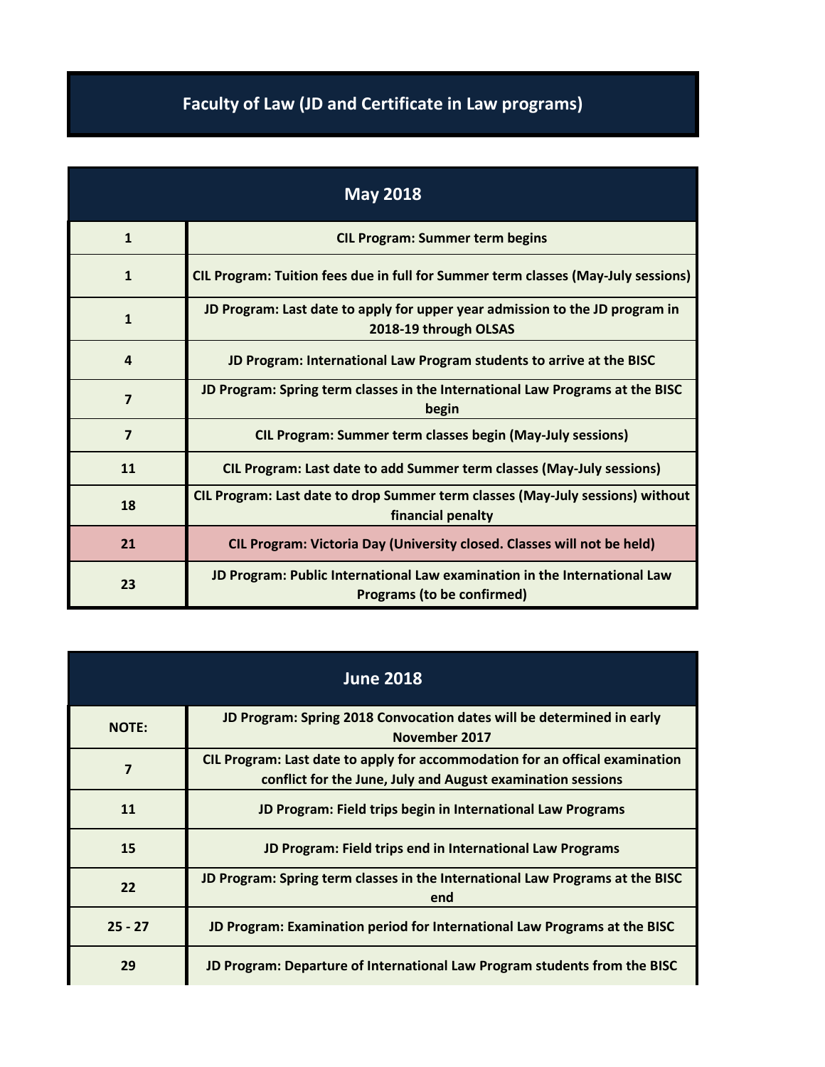# Faculty of Law (JD and Certificate in Law programs)

| May 2018 | |
|---|---|
| 1 | CIL Program: Summer term begins |
| 1 | CIL Program: Tuition fees due in full for Summer term classes (May-July sessions) |
| 1 | JD Program: Last date to apply for upper year admission to the JD program in 2018-19 through OLSAS |
| 4 | JD Program: International Law Program students to arrive at the BISC |
| 7 | JD Program: Spring term classes in the International Law Programs at the BISC begin |
| 7 | CIL Program: Summer term classes begin (May-July sessions) |
| 11 | CIL Program: Last date to add Summer term classes (May-July sessions) |
| 18 | CIL Program: Last date to drop Summer term classes (May-July sessions) without financial penalty |
| 21 | CIL Program: Victoria Day (University closed. Classes will not be held) |
| 23 | JD Program: Public International Law examination in the International Law Programs (to be confirmed) |

| June 2018 | |
|---|---|
| NOTE: | JD Program: Spring 2018 Convocation dates will be determined in early November 2017 |
| 7 | CIL Program: Last date to apply for accommodation for an offical examination conflict for the June, July and August examination sessions |
| 11 | JD Program: Field trips begin in International Law Programs |
| 15 | JD Program: Field trips end in International Law Programs |
| 22 | JD Program: Spring term classes in the International Law Programs at the BISC end |
| 25 - 27 | JD Program: Examination period for International Law Programs at the BISC |
| 29 | JD Program: Departure of International Law Program students from the BISC |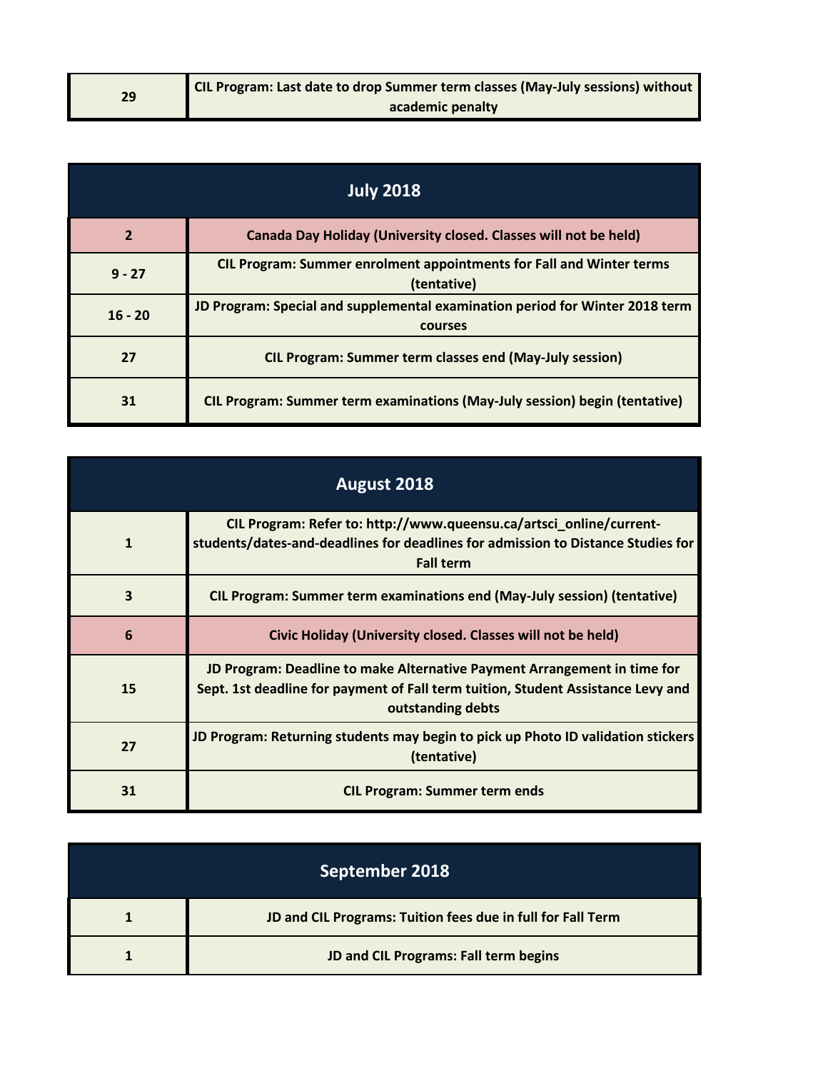| 29 | CIL Program: Last date to drop Summer term classes (May-July sessions) without academic penalty |
|---|---|

| July 2018 | |
|---|---|
| 2 | Canada Day Holiday (University closed. Classes will not be held) |
| 9 - 27 | CIL Program: Summer enrolment appointments for Fall and Winter terms (tentative) |
| 16 - 20 | JD Program: Special and supplemental examination period for Winter 2018 term courses |
| 27 | CIL Program: Summer term classes end (May-July session) |
| 31 | CIL Program: Summer term examinations (May-July session) begin (tentative) |

| August 2018 | |
|---|---|
| 1 | CIL Program: Refer to: http://www.queensu.ca/artsci_online/current-students/dates-and-deadlines for deadlines for admission to Distance Studies for Fall term |
| 3 | CIL Program: Summer term examinations end (May-July session) (tentative) |
| 6 | Civic Holiday (University closed. Classes will not be held) |
| 15 | JD Program: Deadline to make Alternative Payment Arrangement in time for Sept. 1st deadline for payment of Fall term tuition, Student Assistance Levy and outstanding debts |
| 27 | JD Program: Returning students may begin to pick up Photo ID validation stickers (tentative) |
| 31 | CIL Program: Summer term ends |

| September 2018 | |
|---|---|
| 1 | JD and CIL Programs: Tuition fees due in full for Fall Term |
| 1 | JD and CIL Programs: Fall term begins |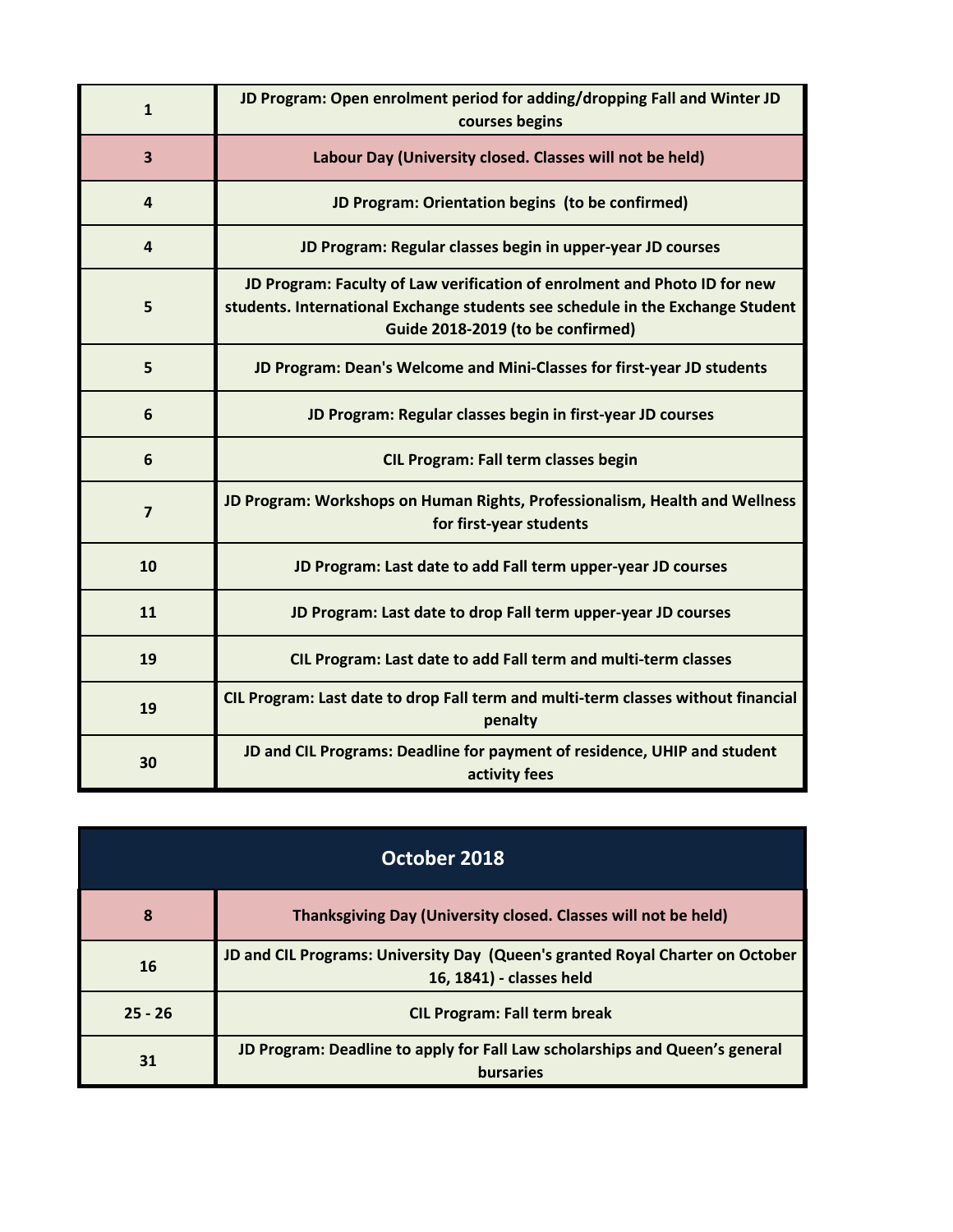| | |
|---|---|
| **1** | **JD Program: Open enrolment period for adding/dropping Fall and Winter JD courses begins** |
| **3** | **Labour Day (University closed. Classes will not be held)** |
| **4** | **JD Program: Orientation begins (to be confirmed)** |
| **4** | **JD Program: Regular classes begin in upper-year JD courses** |
| **5** | **JD Program: Faculty of Law verification of enrolment and Photo ID for new students. International Exchange students see schedule in the Exchange Student Guide 2018-2019 (to be confirmed)** |
| **5** | **JD Program: Dean's Welcome and Mini-Classes for first-year JD students** |
| **6** | **JD Program: Regular classes begin in first-year JD courses** |
| **6** | **CIL Program: Fall term classes begin** |
| **7** | **JD Program: Workshops on Human Rights, Professionalism, Health and Wellness for first-year students** |
| **10** | **JD Program: Last date to add Fall term upper-year JD courses** |
| **11** | **JD Program: Last date to drop Fall term upper-year JD courses** |
| **19** | **CIL Program: Last date to add Fall term and multi-term classes** |
| **19** | **CIL Program: Last date to drop Fall term and multi-term classes without financial penalty** |
| **30** | **JD and CIL Programs: Deadline for payment of residence, UHIP and student activity fees** |

## October 2018

| | |
|---|---|
| **8** | **Thanksgiving Day (University closed. Classes will not be held)** |
| **16** | **JD and CIL Programs: University Day (Queen's granted Royal Charter on October 16, 1841) - classes held** |
| **25 - 26** | **CIL Program: Fall term break** |
| **31** | **JD Program: Deadline to apply for Fall Law scholarships and Queen's general bursaries** |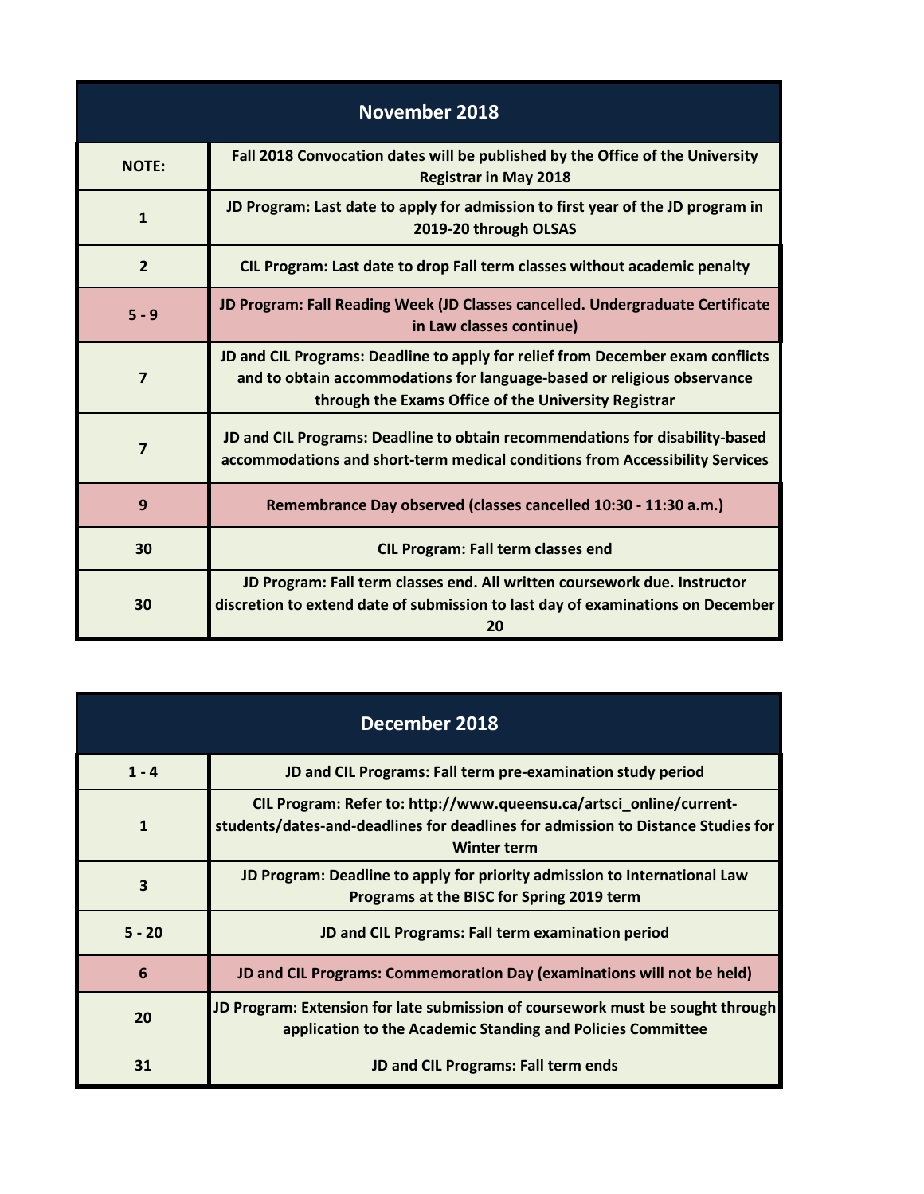| November 2018 | |
|---|---|
| **NOTE:** | **Fall 2018 Convocation dates will be published by the Office of the University Registrar in May 2018** |
| **1** | **JD Program: Last date to apply for admission to first year of the JD program in 2019-20 through OLSAS** |
| **2** | **CIL Program: Last date to drop Fall term classes without academic penalty** |
| **5 - 9** | **JD Program: Fall Reading Week (JD Classes cancelled. Undergraduate Certificate in Law classes continue)** |
| **7** | **JD and CIL Programs: Deadline to apply for relief from December exam conflicts and to obtain accommodations for language-based or religious observance through the Exams Office of the University Registrar** |
| **7** | **JD and CIL Programs: Deadline to obtain recommendations for disability-based accommodations and short-term medical conditions from Accessibility Services** |
| **9** | **Remembrance Day observed (classes cancelled 10:30 - 11:30 a.m.)** |
| **30** | **CIL Program: Fall term classes end** |
| **30** | **JD Program: Fall term classes end. All written coursework due. Instructor discretion to extend date of submission to last day of examinations on December 20** |

| December 2018 | |
|---|---|
| **1 - 4** | **JD and CIL Programs: Fall term pre-examination study period** |
| **1** | **CIL Program: Refer to: http://www.queensu.ca/artsci_online/current-students/dates-and-deadlines for deadlines for admission to Distance Studies for Winter term** |
| **3** | **JD Program: Deadline to apply for priority admission to International Law Programs at the BISC for Spring 2019 term** |
| **5 - 20** | **JD and CIL Programs: Fall term examination period** |
| **6** | **JD and CIL Programs: Commemoration Day (examinations will not be held)** |
| **20** | **JD Program: Extension for late submission of coursework must be sought through application to the Academic Standing and Policies Committee** |
| **31** | **JD and CIL Programs: Fall term ends** |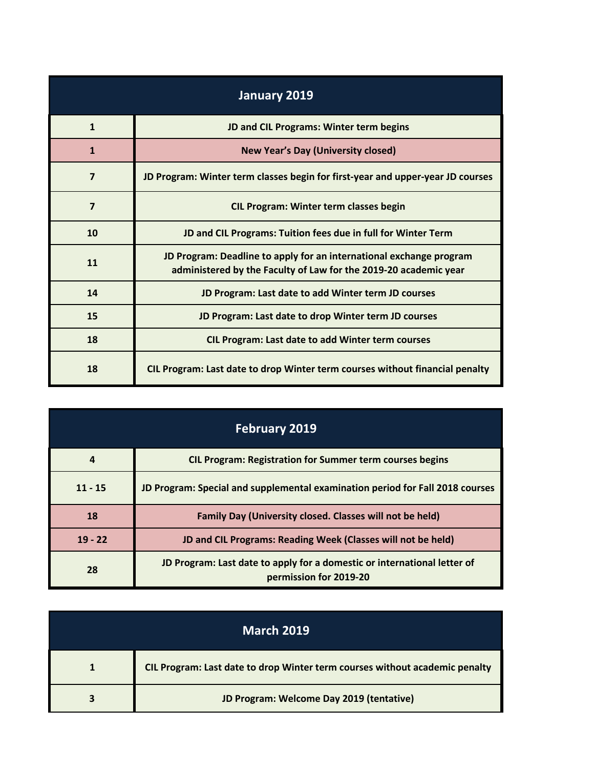| January 2019 | |
|---|---|
| 1 | JD and CIL Programs: Winter term begins |
| 1 | New Year's Day (University closed) |
| 7 | JD Program: Winter term classes begin for first-year and upper-year JD courses |
| 7 | CIL Program: Winter term classes begin |
| 10 | JD and CIL Programs: Tuition fees due in full for Winter Term |
| 11 | JD Program: Deadline to apply for an international exchange program administered by the Faculty of Law for the 2019-20 academic year |
| 14 | JD Program: Last date to add Winter term JD courses |
| 15 | JD Program: Last date to drop Winter term JD courses |
| 18 | CIL Program: Last date to add Winter term courses |
| 18 | CIL Program: Last date to drop Winter term courses without financial penalty |

| February 2019 | |
|---|---|
| 4 | CIL Program: Registration for Summer term courses begins |
| 11 - 15 | JD Program: Special and supplemental examination period for Fall 2018 courses |
| 18 | Family Day (University closed. Classes will not be held) |
| 19 - 22 | JD and CIL Programs: Reading Week (Classes will not be held) |
| 28 | JD Program: Last date to apply for a domestic or international letter of permission for 2019-20 |

| March 2019 | |
|---|---|
| 1 | CIL Program: Last date to drop Winter term courses without academic penalty |
| 3 | JD Program: Welcome Day 2019 (tentative) |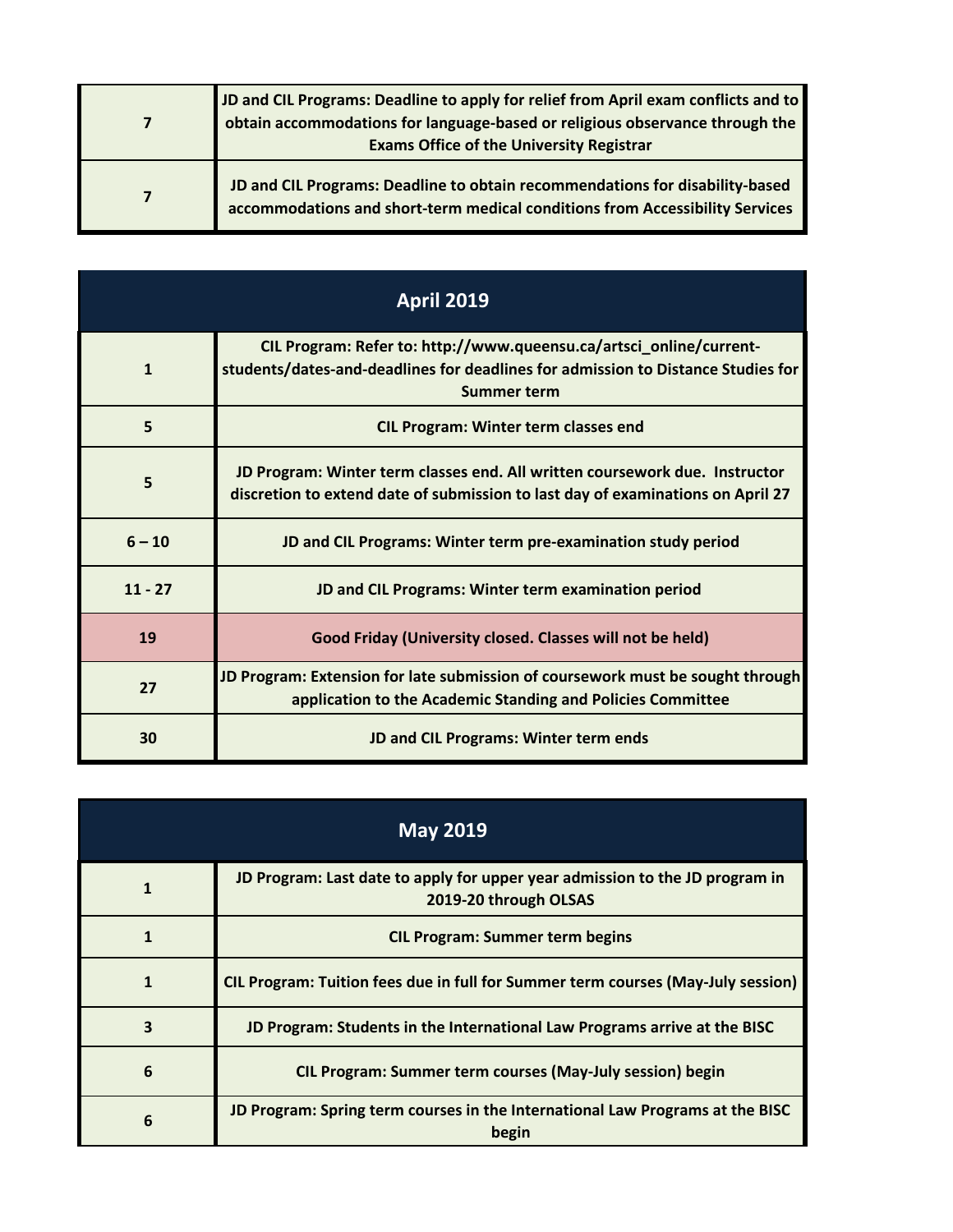| | |
|---|---|
| 7 | JD and CIL Programs: Deadline to apply for relief from April exam conflicts and to obtain accommodations for language-based or religious observance through the Exams Office of the University Registrar |
| 7 | JD and CIL Programs: Deadline to obtain recommendations for disability-based accommodations and short-term medical conditions from Accessibility Services |

## April 2019

| | |
|---|---|
| 1 | CIL Program: Refer to: http://www.queensu.ca/artsci_online/current-students/dates-and-deadlines for deadlines for admission to Distance Studies for Summer term |
| 5 | CIL Program: Winter term classes end |
| 5 | JD Program: Winter term classes end. All written coursework due. Instructor discretion to extend date of submission to last day of examinations on April 27 |
| 6 – 10 | JD and CIL Programs: Winter term pre-examination study period |
| 11 - 27 | JD and CIL Programs: Winter term examination period |
| 19 | Good Friday (University closed. Classes will not be held) |
| 27 | JD Program: Extension for late submission of coursework must be sought through application to the Academic Standing and Policies Committee |
| 30 | JD and CIL Programs: Winter term ends |

## May 2019

| | |
|---|---|
| 1 | JD Program: Last date to apply for upper year admission to the JD program in 2019-20 through OLSAS |
| 1 | CIL Program: Summer term begins |
| 1 | CIL Program: Tuition fees due in full for Summer term courses (May-July session) |
| 3 | JD Program: Students in the International Law Programs arrive at the BISC |
| 6 | CIL Program: Summer term courses (May-July session) begin |
| 6 | JD Program: Spring term courses in the International Law Programs at the BISC begin |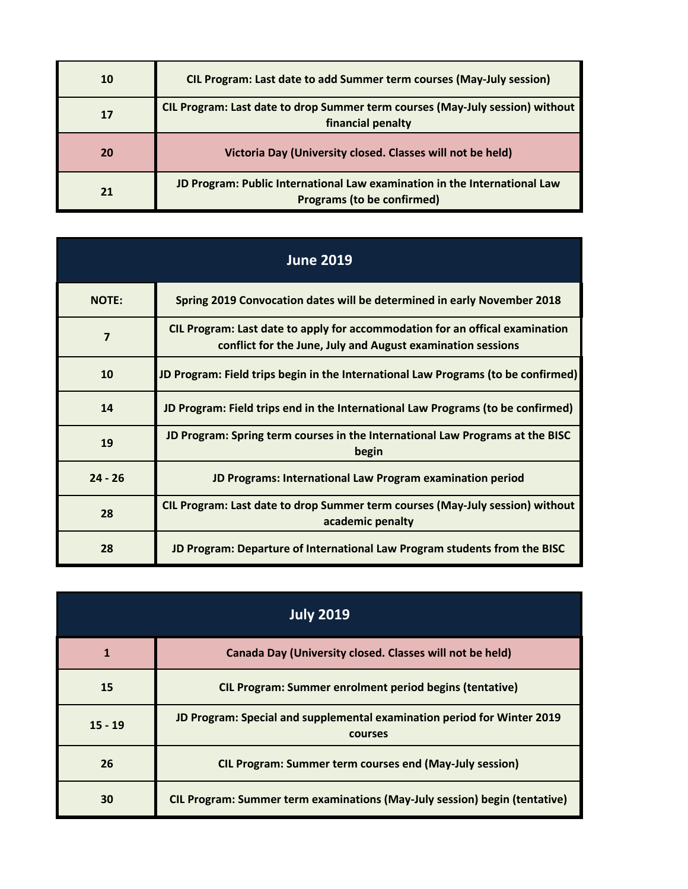| | |
|---|---|
| 10 | CIL Program: Last date to add Summer term courses (May-July session) |
| 17 | CIL Program: Last date to drop Summer term courses (May-July session) without financial penalty |
| 20 | Victoria Day (University closed. Classes will not be held) |
| 21 | JD Program: Public International Law examination in the International Law Programs (to be confirmed) |

## June 2019

| | |
|---|---|
| NOTE: | Spring 2019 Convocation dates will be determined in early November 2018 |
| 7 | CIL Program: Last date to apply for accommodation for an offical examination conflict for the June, July and August examination sessions |
| 10 | JD Program: Field trips begin in the International Law Programs (to be confirmed) |
| 14 | JD Program: Field trips end in the International Law Programs (to be confirmed) |
| 19 | JD Program: Spring term courses in the International Law Programs at the BISC begin |
| 24 - 26 | JD Programs: International Law Program examination period |
| 28 | CIL Program: Last date to drop Summer term courses (May-July session) without academic penalty |
| 28 | JD Program: Departure of International Law Program students from the BISC |

## July 2019

| | |
|---|---|
| 1 | Canada Day (University closed. Classes will not be held) |
| 15 | CIL Program: Summer enrolment period begins (tentative) |
| 15 - 19 | JD Program: Special and supplemental examination period for Winter 2019 courses |
| 26 | CIL Program: Summer term courses end (May-July session) |
| 30 | CIL Program: Summer term examinations (May-July session) begin (tentative) |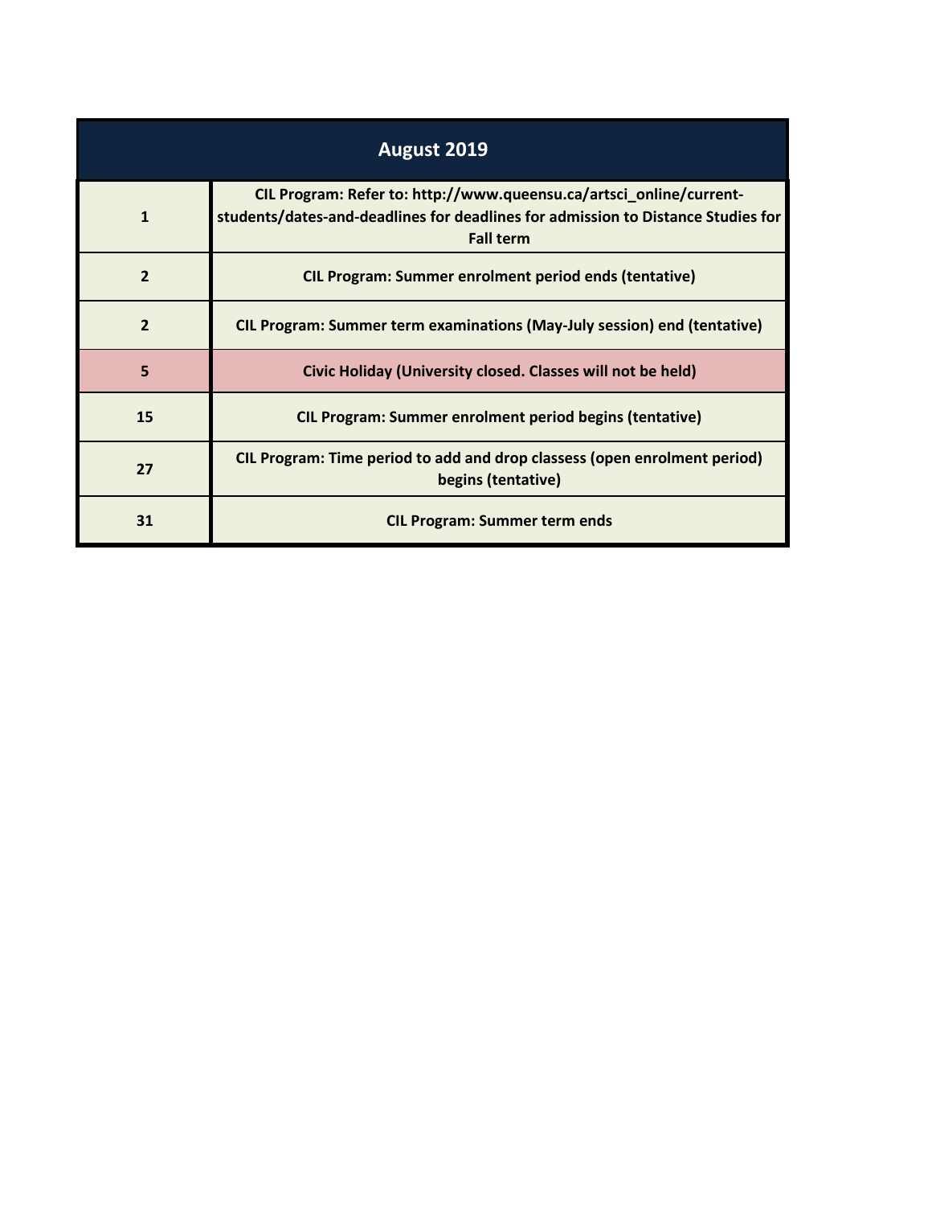| August 2019 | |
|---|---|
| 1 | CIL Program: Refer to: http://www.queensu.ca/artsci_online/current-students/dates-and-deadlines for deadlines for admission to Distance Studies for Fall term |
| 2 | CIL Program: Summer enrolment period ends (tentative) |
| 2 | CIL Program: Summer term examinations (May-July session) end (tentative) |
| 5 | Civic Holiday (University closed. Classes will not be held) |
| 15 | CIL Program: Summer enrolment period begins (tentative) |
| 27 | CIL Program: Time period to add and drop classess (open enrolment period) begins (tentative) |
| 31 | CIL Program: Summer term ends |